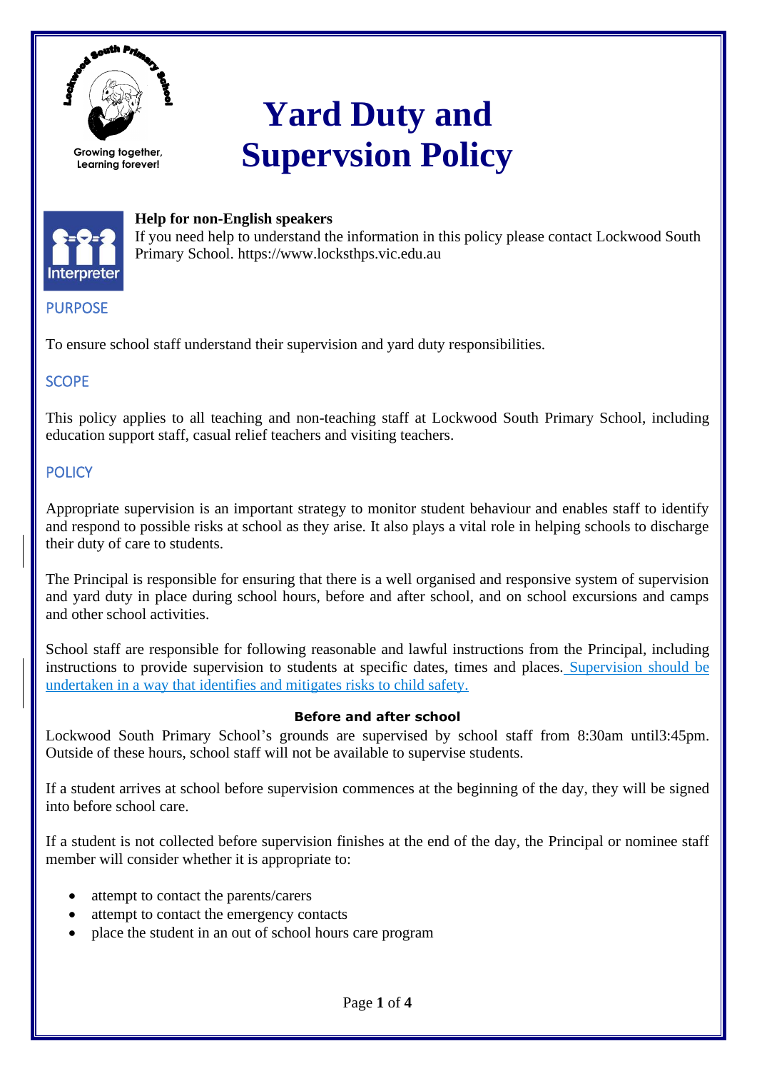Growing together, Learning forever!

# Yard Duty and Supervsion Policy

**Help for non-English speakers**
If you need help to understand the information in this policy please contact Lockwood South Primary School. https://www.locksthps.vic.edu.au

## PURPOSE

To ensure school staff understand their supervision and yard duty responsibilities.

## SCOPE

This policy applies to all teaching and non-teaching staff at Lockwood South Primary School, including education support staff, casual relief teachers and visiting teachers.

## POLICY

Appropriate supervision is an important strategy to monitor student behaviour and enables staff to identify and respond to possible risks at school as they arise. It also plays a vital role in helping schools to discharge their duty of care to students.

The Principal is responsible for ensuring that there is a well organised and responsive system of supervision and yard duty in place during school hours, before and after school, and on school excursions and camps and other school activities.

School staff are responsible for following reasonable and lawful instructions from the Principal, including instructions to provide supervision to students at specific dates, times and places. Supervision should be undertaken in a way that identifies and mitigates risks to child safety.

### Before and after school

Lockwood South Primary School's grounds are supervised by school staff from 8:30am until3:45pm. Outside of these hours, school staff will not be available to supervise students.

If a student arrives at school before supervision commences at the beginning of the day, they will be signed into before school care.

If a student is not collected before supervision finishes at the end of the day, the Principal or nominee staff member will consider whether it is appropriate to:

- attempt to contact the parents/carers
- attempt to contact the emergency contacts
- place the student in an out of school hours care program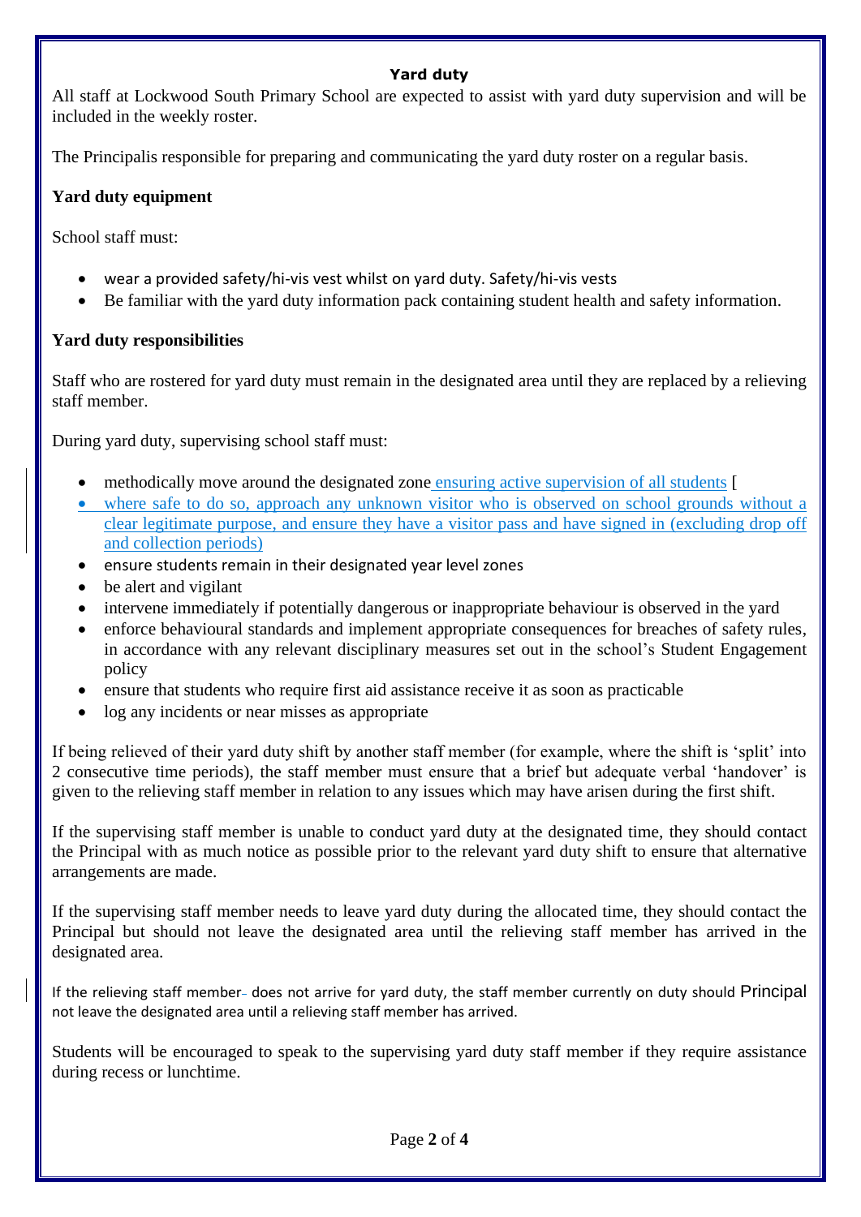**Yard duty**

All staff at Lockwood South Primary School are expected to assist with yard duty supervision and will be included in the weekly roster.

The Principalis responsible for preparing and communicating the yard duty roster on a regular basis.

**Yard duty equipment**

School staff must:

- wear a provided safety/hi-vis vest whilst on yard duty. Safety/hi-vis vests
- Be familiar with the yard duty information pack containing student health and safety information.

**Yard duty responsibilities**

Staff who are rostered for yard duty must remain in the designated area until they are replaced by a relieving staff member.

During yard duty, supervising school staff must:

- methodically move around the designated zone ensuring active supervision of all students [
- where safe to do so, approach any unknown visitor who is observed on school grounds without a clear legitimate purpose, and ensure they have a visitor pass and have signed in (excluding drop off and collection periods)
- ensure students remain in their designated year level zones
- be alert and vigilant
- intervene immediately if potentially dangerous or inappropriate behaviour is observed in the yard
- enforce behavioural standards and implement appropriate consequences for breaches of safety rules, in accordance with any relevant disciplinary measures set out in the school's Student Engagement policy
- ensure that students who require first aid assistance receive it as soon as practicable
- log any incidents or near misses as appropriate

If being relieved of their yard duty shift by another staff member (for example, where the shift is 'split' into 2 consecutive time periods), the staff member must ensure that a brief but adequate verbal 'handover' is given to the relieving staff member in relation to any issues which may have arisen during the first shift.

If the supervising staff member is unable to conduct yard duty at the designated time, they should contact the Principal with as much notice as possible prior to the relevant yard duty shift to ensure that alternative arrangements are made.

If the supervising staff member needs to leave yard duty during the allocated time, they should contact the Principal but should not leave the designated area until the relieving staff member has arrived in the designated area.

If the relieving staff member does not arrive for yard duty, the staff member currently on duty should Principal not leave the designated area until a relieving staff member has arrived.

Students will be encouraged to speak to the supervising yard duty staff member if they require assistance during recess or lunchtime.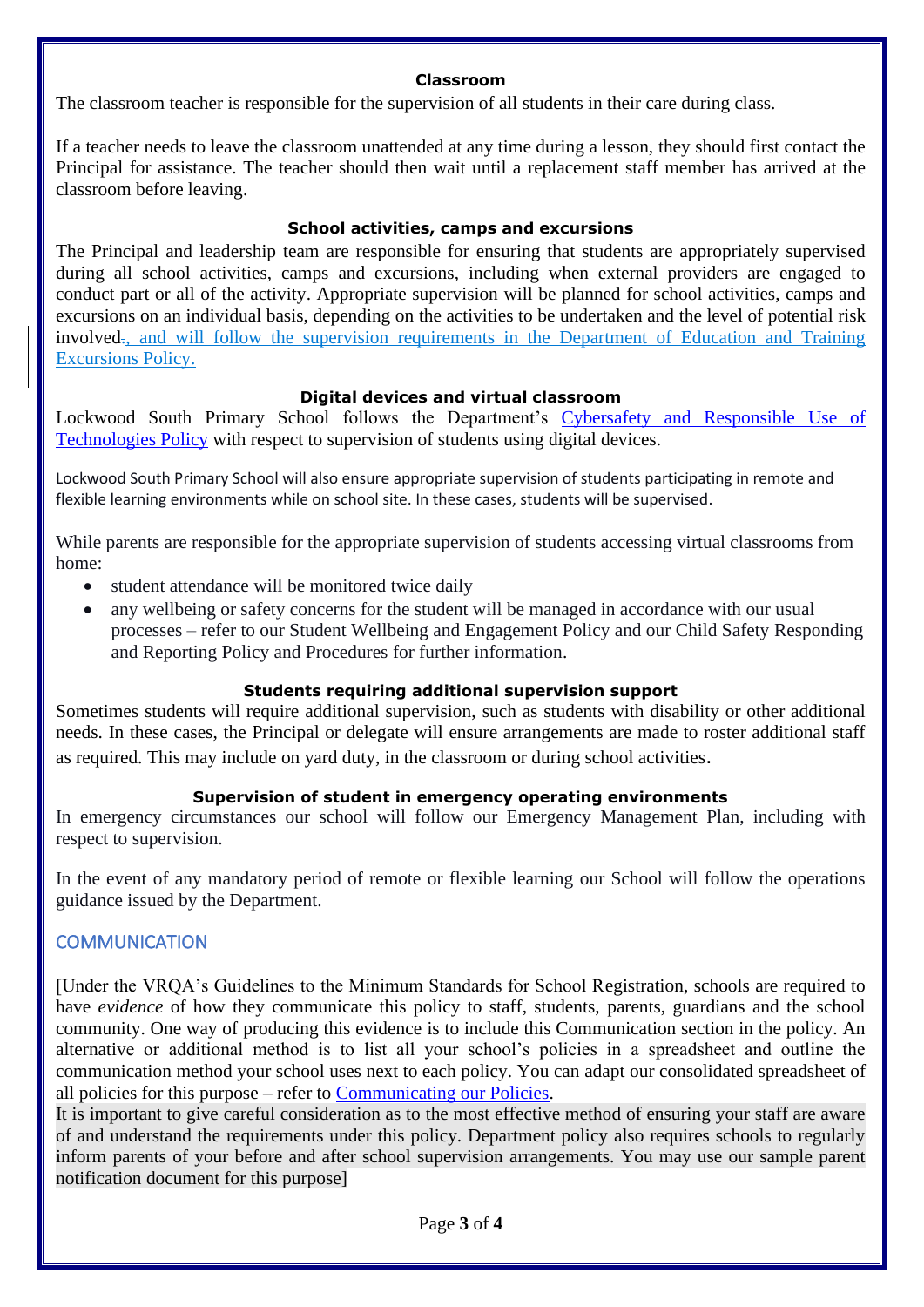#### Classroom

The classroom teacher is responsible for the supervision of all students in their care during class.

If a teacher needs to leave the classroom unattended at any time during a lesson, they should first contact the Principal for assistance. The teacher should then wait until a replacement staff member has arrived at the classroom before leaving.

#### School activities, camps and excursions

The Principal and leadership team are responsible for ensuring that students are appropriately supervised during all school activities, camps and excursions, including when external providers are engaged to conduct part or all of the activity. Appropriate supervision will be planned for school activities, camps and excursions on an individual basis, depending on the activities to be undertaken and the level of potential risk involved., and will follow the supervision requirements in the Department of Education and Training Excursions Policy.

#### Digital devices and virtual classroom

Lockwood South Primary School follows the Department's Cybersafety and Responsible Use of Technologies Policy with respect to supervision of students using digital devices.

Lockwood South Primary School will also ensure appropriate supervision of students participating in remote and flexible learning environments while on school site. In these cases, students will be supervised.

While parents are responsible for the appropriate supervision of students accessing virtual classrooms from home:

- student attendance will be monitored twice daily
- any wellbeing or safety concerns for the student will be managed in accordance with our usual processes – refer to our Student Wellbeing and Engagement Policy and our Child Safety Responding and Reporting Policy and Procedures for further information.

#### Students requiring additional supervision support

Sometimes students will require additional supervision, such as students with disability or other additional needs. In these cases, the Principal or delegate will ensure arrangements are made to roster additional staff as required. This may include on yard duty, in the classroom or during school activities.

#### Supervision of student in emergency operating environments

In emergency circumstances our school will follow our Emergency Management Plan, including with respect to supervision.

In the event of any mandatory period of remote or flexible learning our School will follow the operations guidance issued by the Department.

## COMMUNICATION

[Under the VRQA's Guidelines to the Minimum Standards for School Registration, schools are required to have *evidence* of how they communicate this policy to staff, students, parents, guardians and the school community. One way of producing this evidence is to include this Communication section in the policy. An alternative or additional method is to list all your school's policies in a spreadsheet and outline the communication method your school uses next to each policy. You can adapt our consolidated spreadsheet of all policies for this purpose – refer to Communicating our Policies.
It is important to give careful consideration as to the most effective method of ensuring your staff are aware of and understand the requirements under this policy. Department policy also requires schools to regularly inform parents of your before and after school supervision arrangements. You may use our sample parent notification document for this purpose]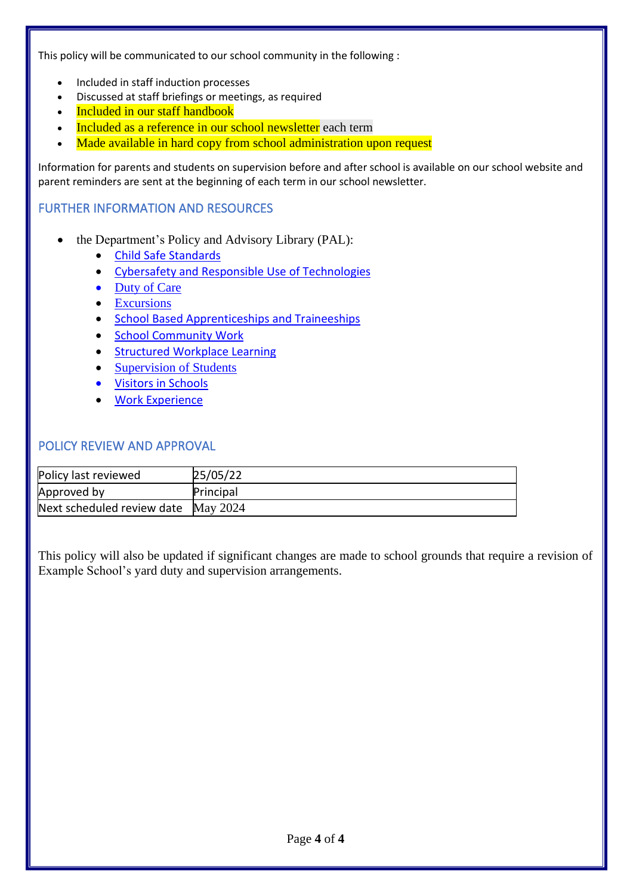This policy will be communicated to our school community in the following :

- Included in staff induction processes
- Discussed at staff briefings or meetings, as required
- Included in our staff handbook
- Included as a reference in our school newsletter each term
- Made available in hard copy from school administration upon request

Information for parents and students on supervision before and after school is available on our school website and parent reminders are sent at the beginning of each term in our school newsletter.

## FURTHER INFORMATION AND RESOURCES

- the Department's Policy and Advisory Library (PAL):
  - Child Safe Standards
  - Cybersafety and Responsible Use of Technologies
  - Duty of Care
  - Excursions
  - School Based Apprenticeships and Traineeships
  - School Community Work
  - Structured Workplace Learning
  - Supervision of Students
  - Visitors in Schools
  - Work Experience

## POLICY REVIEW AND APPROVAL

| | |
|---|---|
| Policy last reviewed | 25/05/22 |
| Approved by | Principal |
| Next scheduled review date | May 2024 |

This policy will also be updated if significant changes are made to school grounds that require a revision of Example School's yard duty and supervision arrangements.